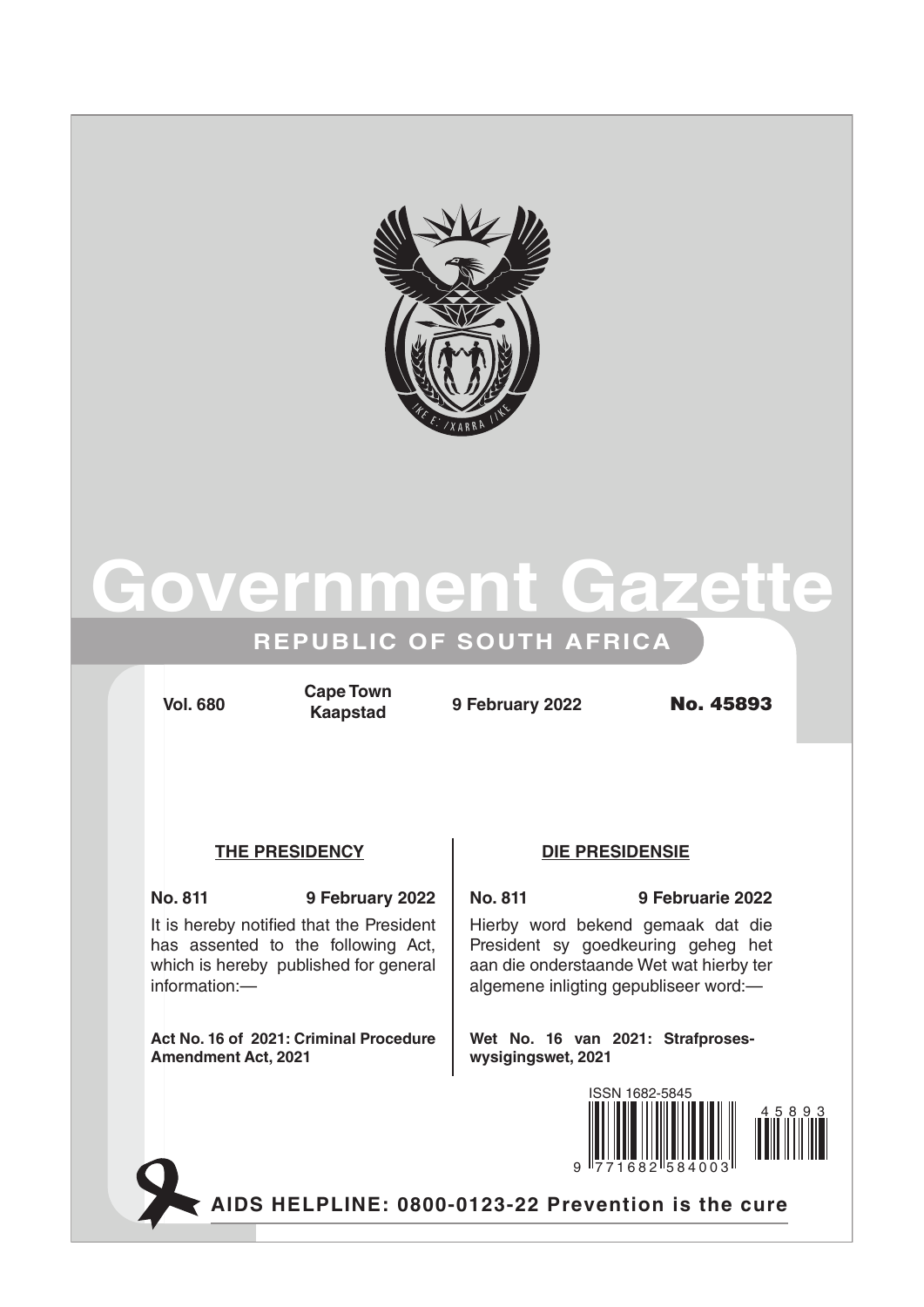# Government Gazette

## REPUBLIC OF SOUTH AFRICA

**Vol. 680** | **Cape Town Kaapstad** | **9 February 2022** | **No. 45893**

### THE PRESIDENCY

**No. 811** **9 February 2022**

It is hereby notified that the President has assented to the following Act, which is hereby published for general information:—

**Act No. 16 of 2021: Criminal Procedure Amendment Act, 2021**

### DIE PRESIDENSIE

**No. 811** **9 Februarie 2022**

Hierby word bekend gemaak dat die President sy goedkeuring geheg het aan die onderstaande Wet wat hierby ter algemene inligting gepubliseer word:—

**Wet No. 16 van 2021: Strafproses-wysigingswet, 2021**

ISSN 1682-5845

**AIDS HELPLINE: 0800-0123-22 Prevention is the cure**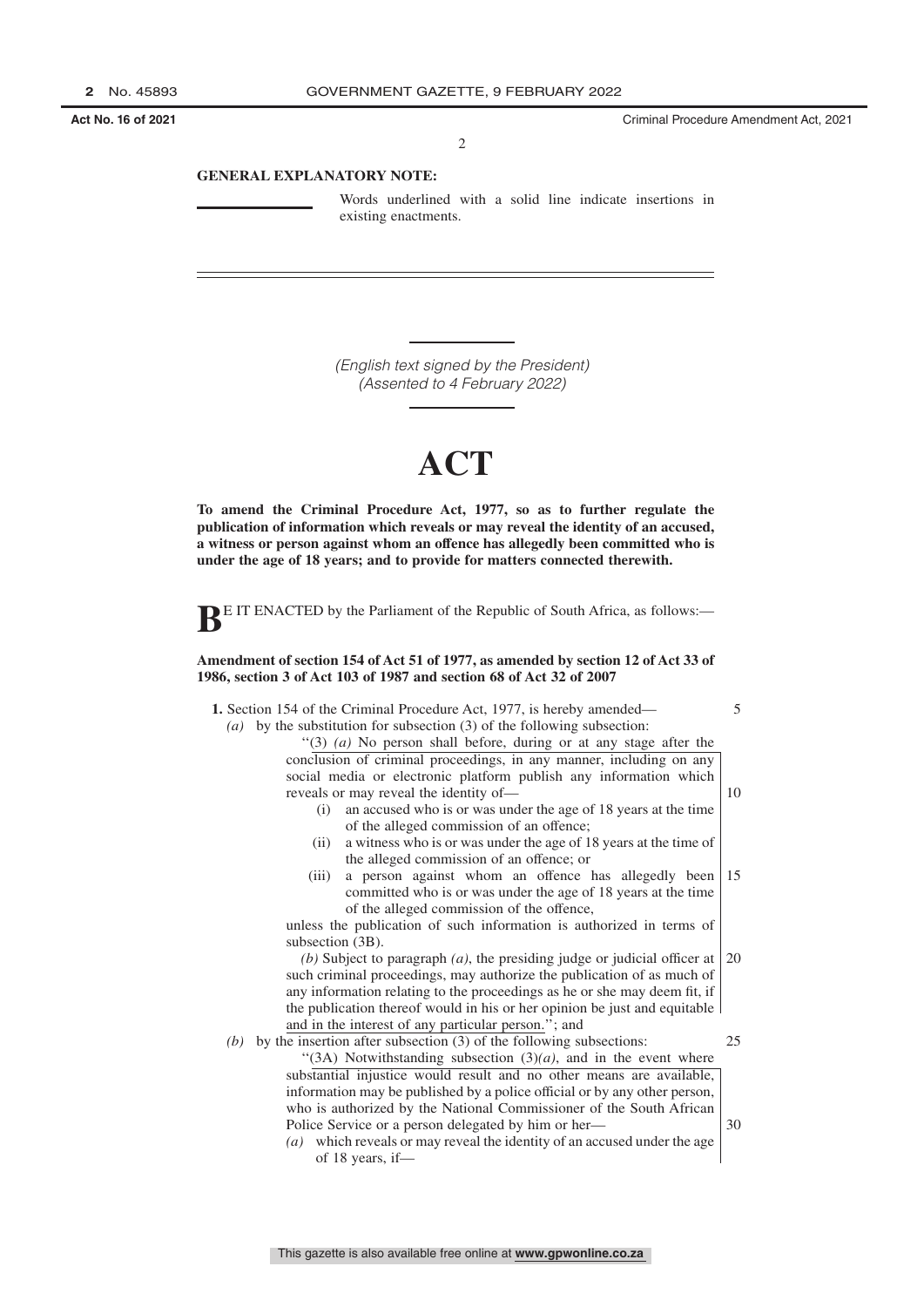**GENERAL EXPLANATORY NOTE:**

Words underlined with a solid line indicate insertions in existing enactments.

*(English text signed by the President)*
*(Assented to 4 February 2022)*

# ACT

**To amend the Criminal Procedure Act, 1977, so as to further regulate the publication of information which reveals or may reveal the identity of an accused, a witness or person against whom an offence has allegedly been committed who is under the age of 18 years; and to provide for matters connected therewith.**

BE IT ENACTED by the Parliament of the Republic of South Africa, as follows:—

**Amendment of section 154 of Act 51 of 1977, as amended by section 12 of Act 33 of 1986, section 3 of Act 103 of 1987 and section 68 of Act 32 of 2007**

**1.** Section 154 of the Criminal Procedure Act, 1977, is hereby amended—

*(a)* by the substitution for subsection (3) of the following subsection:

''(3) *(a)* No person shall before, during or at any stage after the conclusion of criminal proceedings, in any manner, including on any social media or electronic platform publish any information which reveals or may reveal the identity of—

(i) an accused who is or was under the age of 18 years at the time of the alleged commission of an offence;

(ii) a witness who is or was under the age of 18 years at the time of the alleged commission of an offence; or

(iii) a person against whom an offence has allegedly been committed who is or was under the age of 18 years at the time of the alleged commission of the offence,

unless the publication of such information is authorized in terms of subsection (3B).

*(b)* Subject to paragraph *(a)*, the presiding judge or judicial officer at such criminal proceedings, may authorize the publication of as much of any information relating to the proceedings as he or she may deem fit, if the publication thereof would in his or her opinion be just and equitable and in the interest of any particular person.''; and

*(b)* by the insertion after subsection (3) of the following subsections:

''(3A) Notwithstanding subsection (3)*(a)*, and in the event where substantial injustice would result and no other means are available, information may be published by a police official or by any other person, who is authorized by the National Commissioner of the South African Police Service or a person delegated by him or her—

*(a)* which reveals or may reveal the identity of an accused under the age of 18 years, if—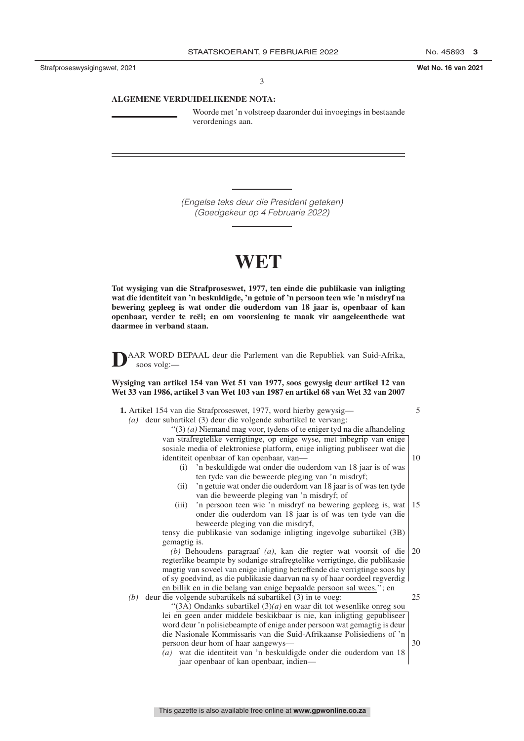**ALGEMENE VERDUIDELIKENDE NOTA:**

\_\_\_\_\_\_\_\_\_\_ Woorde met 'n volstreep daaronder dui invoegings in bestaande verordenings aan.

*(Engelse teks deur die President geteken)*
*(Goedgekeur op 4 Februarie 2022)*

# WET

**Tot wysiging van die Strafproseswet, 1977, ten einde die publikasie van inligting wat die identiteit van 'n beskuldigde, 'n getuie of 'n persoon teen wie 'n misdryf na bewering gepleeg is wat onder die ouderdom van 18 jaar is, openbaar of kan openbaar, verder te reël; en om voorsiening te maak vir aangeleenthede wat daarmee in verband staan.**

DAAR WORD BEPAAL deur die Parlement van die Republiek van Suid-Afrika, soos volg:—

**Wysiging van artikel 154 van Wet 51 van 1977, soos gewysig deur artikel 12 van Wet 33 van 1986, artikel 3 van Wet 103 van 1987 en artikel 68 van Wet 32 van 2007**

**1.** Artikel 154 van die Strafproseswet, 1977, word hierby gewysig—

*(a)* deur subartikel (3) deur die volgende subartikel te vervang:

''(3) *(a)* Niemand mag voor, tydens of te eniger tyd na die afhandeling van strafregtelike verrigtinge, op enige wyse, met inbegrip van enige sosiale media of elektroniese platform, enige inligting publiseer wat die identiteit openbaar of kan openbaar, van—

(i) 'n beskuldigde wat onder die ouderdom van 18 jaar is of was ten tyde van die beweerde pleging van 'n misdryf;

(ii) 'n getuie wat onder die ouderdom van 18 jaar is of was ten tyde van die beweerde pleging van 'n misdryf; of

(iii) 'n persoon teen wie 'n misdryf na bewering gepleeg is, wat onder die ouderdom van 18 jaar is of was ten tyde van die beweerde pleging van die misdryf,

tensy die publikasie van sodanige inligting ingevolge subartikel (3B) gemagtig is.

*(b)* Behoudens paragraaf *(a)*, kan die regter wat voorsit of die regterlike beampte by sodanige strafregtelike verrigtinge, die publikasie magtig van soveel van enige inligting betreffende die verrigtinge soos hy of sy goedvind, as die publikasie daarvan na sy of haar oordeel regverdig en billik en in die belang van enige bepaalde persoon sal wees.''; en

*(b)* deur die volgende subartikels ná subartikel (3) in te voeg:

''(3A) Ondanks subartikel (3)*(a)* en waar dit tot wesenlike onreg sou lei en geen ander middele beskikbaar is nie, kan inligting gepubliseer word deur 'n polisiebeampte of enige ander persoon wat gemagtig is deur die Nasionale Kommissaris van die Suid-Afrikaanse Polisiediens of 'n persoon deur hom of haar aangewys—

*(a)* wat die identiteit van 'n beskuldigde onder die ouderdom van 18 jaar openbaar of kan openbaar, indien—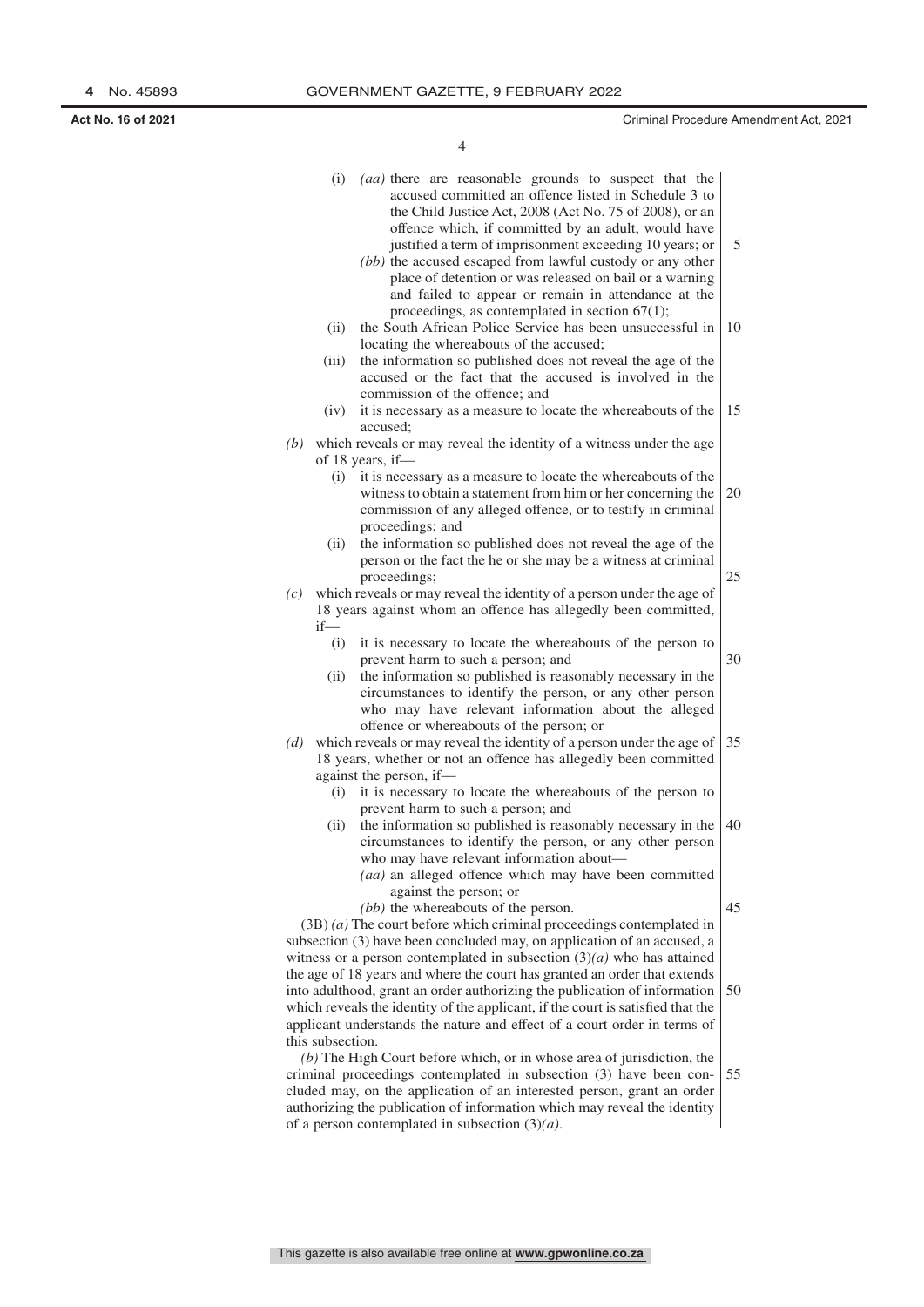(i) *(aa)* there are reasonable grounds to suspect that the accused committed an offence listed in Schedule 3 to the Child Justice Act, 2008 (Act No. 75 of 2008), or an offence which, if committed by an adult, would have justified a term of imprisonment exceeding 10 years; or

*(bb)* the accused escaped from lawful custody or any other place of detention or was released on bail or a warning and failed to appear or remain in attendance at the proceedings, as contemplated in section 67(1);

(ii) the South African Police Service has been unsuccessful in locating the whereabouts of the accused;

(iii) the information so published does not reveal the age of the accused or the fact that the accused is involved in the commission of the offence; and

(iv) it is necessary as a measure to locate the whereabouts of the accused;

*(b)* which reveals or may reveal the identity of a witness under the age of 18 years, if—

(i) it is necessary as a measure to locate the whereabouts of the witness to obtain a statement from him or her concerning the commission of any alleged offence, or to testify in criminal proceedings; and

(ii) the information so published does not reveal the age of the person or the fact the he or she may be a witness at criminal proceedings;

*(c)* which reveals or may reveal the identity of a person under the age of 18 years against whom an offence has allegedly been committed, if—

(i) it is necessary to locate the whereabouts of the person to prevent harm to such a person; and

(ii) the information so published is reasonably necessary in the circumstances to identify the person, or any other person who may have relevant information about the alleged offence or whereabouts of the person; or

*(d)* which reveals or may reveal the identity of a person under the age of 18 years, whether or not an offence has allegedly been committed against the person, if—

(i) it is necessary to locate the whereabouts of the person to prevent harm to such a person; and

(ii) the information so published is reasonably necessary in the circumstances to identify the person, or any other person who may have relevant information about—

*(aa)* an alleged offence which may have been committed against the person; or

*(bb)* the whereabouts of the person.

(3B) *(a)* The court before which criminal proceedings contemplated in subsection (3) have been concluded may, on application of an accused, a witness or a person contemplated in subsection (3)*(a)* who has attained the age of 18 years and where the court has granted an order that extends into adulthood, grant an order authorizing the publication of information which reveals the identity of the applicant, if the court is satisfied that the applicant understands the nature and effect of a court order in terms of this subsection.

*(b)* The High Court before which, or in whose area of jurisdiction, the criminal proceedings contemplated in subsection (3) have been concluded may, on the application of an interested person, grant an order authorizing the publication of information which may reveal the identity of a person contemplated in subsection (3)*(a)*.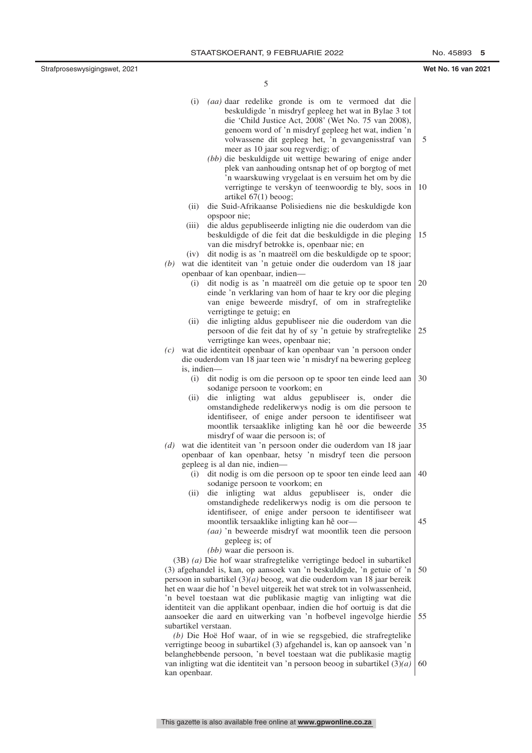(i) *(aa)* daar redelike gronde is om te vermoed dat die beskuldigde 'n misdryf gepleeg het wat in Bylae 3 tot die 'Child Justice Act, 2008' (Wet No. 75 van 2008), genoem word of 'n misdryf gepleeg het wat, indien 'n volwassene dit gepleeg het, 'n gevangenisstraf van meer as 10 jaar sou regverdig; of

*(bb)* die beskuldigde uit wettige bewaring of enige ander plek van aanhouding ontsnap het of op borgtog of met 'n waarskuwing vrygelaat is en versuim het om by die verrigtinge te verskyn of teenwoordig te bly, soos in artikel 67(1) beoog;

(ii) die Suid-Afrikaanse Polisiediens nie die beskuldigde kon opspoor nie;

(iii) die aldus gepubliseerde inligting nie die ouderdom van die beskuldigde of die feit dat die beskuldigde in die pleging van die misdryf betrokke is, openbaar nie; en

(iv) dit nodig is as 'n maatreël om die beskuldigde op te spoor;

*(b)* wat die identiteit van 'n getuie onder die ouderdom van 18 jaar openbaar of kan openbaar, indien—

(i) dit nodig is as 'n maatreël om die getuie op te spoor ten einde 'n verklaring van hom of haar te kry oor die pleging van enige beweerde misdryf, of om in strafregtelike verrigtinge te getuig; en

(ii) die inligting aldus gepubliseer nie die ouderdom van die persoon of die feit dat hy of sy 'n getuie by strafregtelike verrigtinge kan wees, openbaar nie;

*(c)* wat die identiteit openbaar of kan openbaar van 'n persoon onder die ouderdom van 18 jaar teen wie 'n misdryf na bewering gepleeg is, indien—

(i) dit nodig is om die persoon op te spoor ten einde leed aan sodanige persoon te voorkom; en

(ii) die inligting wat aldus gepubliseer is, onder die omstandighede redelikerwys nodig is om die persoon te identifiseer, of enige ander persoon te identifiseer wat moontlik tersaaklike inligting kan hê oor die beweerde misdryf of waar die persoon is; of

*(d)* wat die identiteit van 'n persoon onder die ouderdom van 18 jaar openbaar of kan openbaar, hetsy 'n misdryf teen die persoon gepleeg is al dan nie, indien—

(i) dit nodig is om die persoon op te spoor ten einde leed aan sodanige persoon te voorkom; en

(ii) die inligting wat aldus gepubliseer is, onder die omstandighede redelikerwys nodig is om die persoon te identifiseer, of enige ander persoon te identifiseer wat moontlik tersaaklike inligting kan hê oor—

*(aa)* 'n beweerde misdryf wat moontlik teen die persoon gepleeg is; of

*(bb)* waar die persoon is.

(3B) *(a)* Die hof waar strafregtelike verrigtinge bedoel in subartikel (3) afgehandel is, kan, op aansoek van 'n beskuldigde, 'n getuie of 'n persoon in subartikel (3)*(a)* beoog, wat die ouderdom van 18 jaar bereik het en waar die hof 'n bevel uitgereik het wat strek tot in volwassenheid, 'n bevel toestaan wat die publikasie magtig van inligting wat die identiteit van die applikant openbaar, indien die hof oortuig is dat die aansoeker die aard en uitwerking van 'n hofbevel ingevolge hierdie subartikel verstaan.

*(b)* Die Hoë Hof waar, of in wie se regsgebied, die strafregtelike verrigtinge beoog in subartikel (3) afgehandel is, kan op aansoek van 'n belanghebbende persoon, 'n bevel toestaan wat die publikasie magtig van inligting wat die identiteit van 'n persoon beoog in subartikel (3)*(a)* kan openbaar.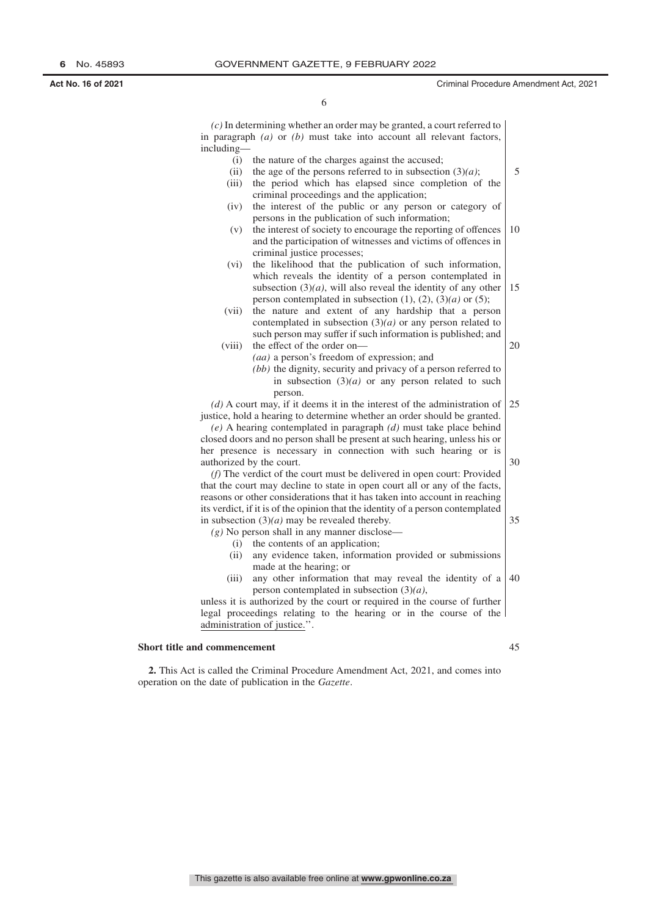*(c)* In determining whether an order may be granted, a court referred to in paragraph *(a)* or *(b)* must take into account all relevant factors, including—

(i) the nature of the charges against the accused;

(ii) the age of the persons referred to in subsection (3)*(a)*;

(iii) the period which has elapsed since completion of the criminal proceedings and the application;

(iv) the interest of the public or any person or category of persons in the publication of such information;

(v) the interest of society to encourage the reporting of offences and the participation of witnesses and victims of offences in criminal justice processes;

(vi) the likelihood that the publication of such information, which reveals the identity of a person contemplated in subsection (3)*(a)*, will also reveal the identity of any other person contemplated in subsection (1), (2), (3)*(a)* or (5);

(vii) the nature and extent of any hardship that a person contemplated in subsection (3)*(a)* or any person related to such person may suffer if such information is published; and

(viii) the effect of the order on—

*(aa)* a person's freedom of expression; and

*(bb)* the dignity, security and privacy of a person referred to in subsection (3)*(a)* or any person related to such person.

*(d)* A court may, if it deems it in the interest of the administration of justice, hold a hearing to determine whether an order should be granted.

*(e)* A hearing contemplated in paragraph *(d)* must take place behind closed doors and no person shall be present at such hearing, unless his or her presence is necessary in connection with such hearing or is authorized by the court.

*(f)* The verdict of the court must be delivered in open court: Provided that the court may decline to state in open court all or any of the facts, reasons or other considerations that it has taken into account in reaching its verdict, if it is of the opinion that the identity of a person contemplated in subsection (3)*(a)* may be revealed thereby.

*(g)* No person shall in any manner disclose—

(i) the contents of an application;

(ii) any evidence taken, information provided or submissions made at the hearing; or

(iii) any other information that may reveal the identity of a person contemplated in subsection (3)*(a)*,

unless it is authorized by the court or required in the course of further legal proceedings relating to the hearing or in the course of the administration of justice.''.

**Short title and commencement**

**2.** This Act is called the Criminal Procedure Amendment Act, 2021, and comes into operation on the date of publication in the *Gazette*.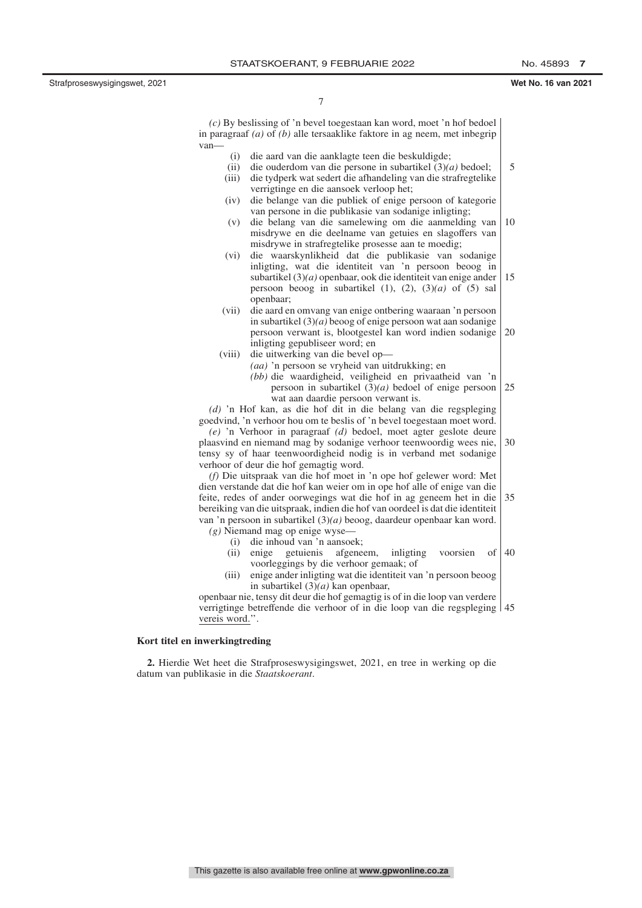*(c)* By beslissing of 'n bevel toegestaan kan word, moet 'n hof bedoel in paragraaf *(a)* of *(b)* alle tersaaklike faktore in ag neem, met inbegrip van—

- (i) die aard van die aanklagte teen die beskuldigde;
- (ii) die ouderdom van die persone in subartikel (3)*(a)* bedoel;
- (iii) die tydperk wat sedert die afhandeling van die strafregtelike verrigtinge en die aansoek verloop het;
- (iv) die belange van die publiek of enige persoon of kategorie van persone in die publikasie van sodanige inligting;
- (v) die belang van die samelewing om die aanmelding van misdrywe en die deelname van getuies en slagoffers van misdrywe in strafregtelike prosesse aan te moedig;
- (vi) die waarskynlikheid dat die publikasie van sodanige inligting, wat die identiteit van 'n persoon beoog in subartikel (3)*(a)* openbaar, ook die identiteit van enige ander persoon beoog in subartikel (1), (2), (3)*(a)* of (5) sal openbaar;
- (vii) die aard en omvang van enige ontbering waaraan 'n persoon in subartikel (3)*(a)* beoog of enige persoon wat aan sodanige persoon verwant is, blootgestel kan word indien sodanige inligting gepubliseer word; en
- (viii) die uitwerking van die bevel op—
  - *(aa)* 'n persoon se vryheid van uitdrukking; en
  - *(bb)* die waardigheid, veiligheid en privaatheid van 'n persoon in subartikel (3)*(a)* bedoel of enige persoon wat aan daardie persoon verwant is.

*(d)* 'n Hof kan, as die hof dit in die belang van die regspleging goedvind, 'n verhoor hou om te beslis of 'n bevel toegestaan moet word.

*(e)* 'n Verhoor in paragraaf *(d)* bedoel, moet agter geslote deure plaasvind en niemand mag by sodanige verhoor teenwoordig wees nie, tensy sy of haar teenwoordigheid nodig is in verband met sodanige verhoor of deur die hof gemagtig word.

*(f)* Die uitspraak van die hof moet in 'n ope hof gelewer word: Met dien verstande dat die hof kan weier om in ope hof alle of enige van die feite, redes of ander oorwegings wat die hof in ag geneem het in die bereiking van die uitspraak, indien die hof van oordeel is dat die identiteit van 'n persoon in subartikel (3)*(a)* beoog, daardeur openbaar kan word.

*(g)* Niemand mag op enige wyse—

- (i) die inhoud van 'n aansoek;
- (ii) enige getuienis afgeneem, inligting voorsien of voorleggings by die verhoor gemaak; of
- (iii) enige ander inligting wat die identiteit van 'n persoon beoog in subartikel (3)*(a)* kan openbaar,

openbaar nie, tensy dit deur die hof gemagtig is of in die loop van verdere verrigtinge betreffende die verhoor of in die loop van die regspleging vereis word.".

**Kort titel en inwerkingtreding**

**2.** Hierdie Wet heet die Strafproseswysigingswet, 2021, en tree in werking op die datum van publikasie in die *Staatskoerant*.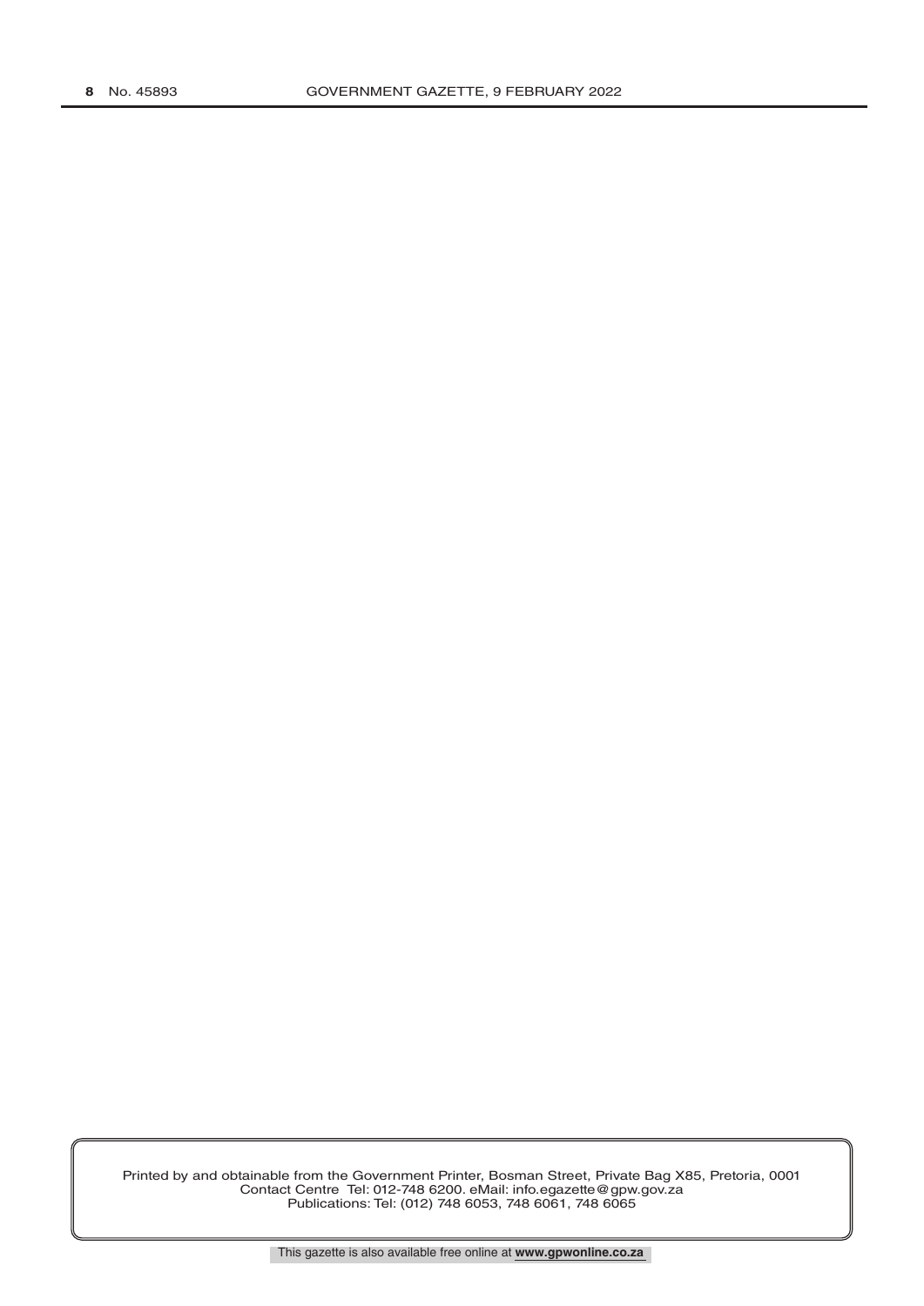Printed by and obtainable from the Government Printer, Bosman Street, Private Bag X85, Pretoria, 0001
Contact Centre Tel: 012-748 6200. eMail: info.egazette@gpw.gov.za
Publications: Tel: (012) 748 6053, 748 6061, 748 6065